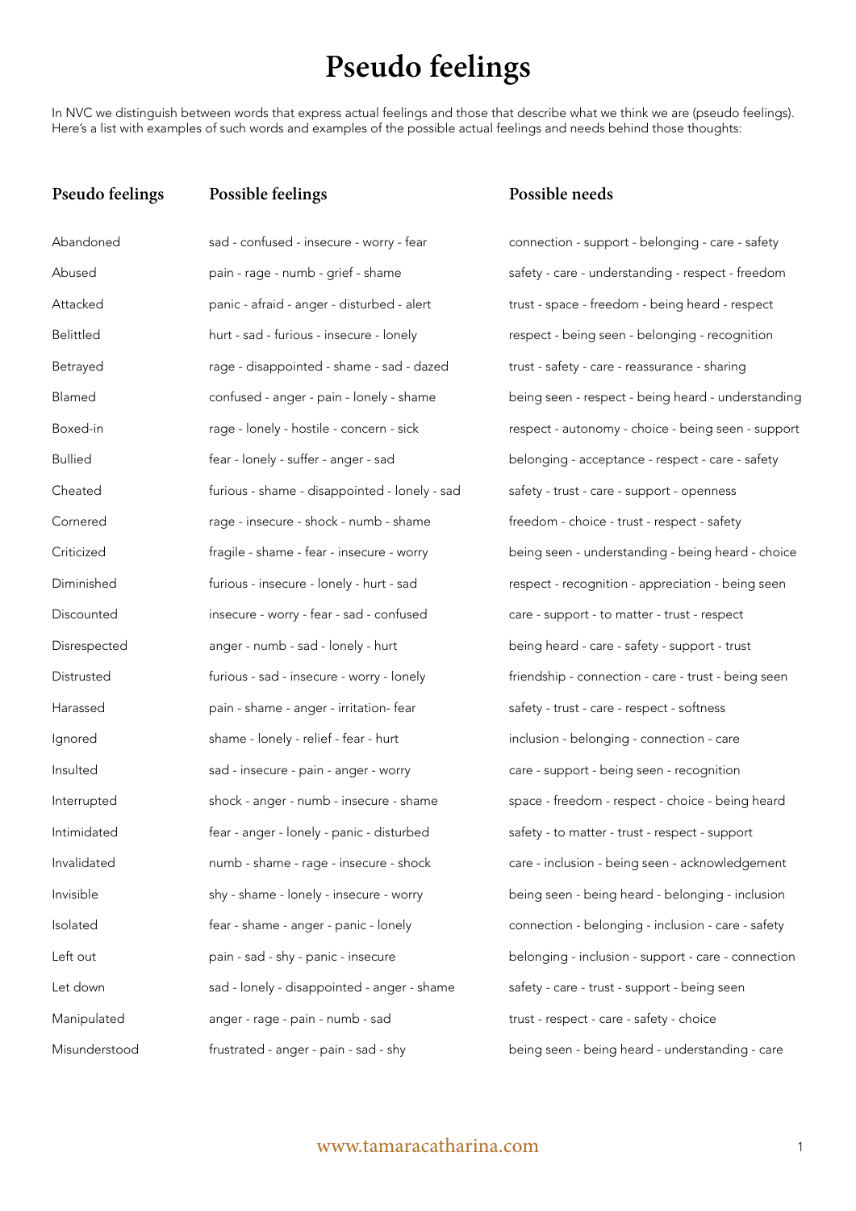# Pseudo feelings

In NVC we distinguish between words that express actual feelings and those that describe what we think we are (pseudo feelings). Here's a list with examples of such words and examples of the possible actual feelings and needs behind those thoughts:

| Pseudo feelings | Possible feelings | Possible needs |
|---|---|---|
| Abandoned | sad - confused - insecure - worry - fear | connection - support - belonging - care - safety |
| Abused | pain - rage - numb - grief - shame | safety - care - understanding - respect - freedom |
| Attacked | panic - afraid - anger - disturbed - alert | trust - space - freedom - being heard - respect |
| Belittled | hurt - sad - furious - insecure - lonely | respect - being seen - belonging - recognition |
| Betrayed | rage - disappointed - shame - sad - dazed | trust - safety - care - reassurance - sharing |
| Blamed | confused - anger - pain - lonely - shame | being seen - respect - being heard - understanding |
| Boxed-in | rage - lonely - hostile - concern - sick | respect - autonomy - choice - being seen - support |
| Bullied | fear - lonely - suffer - anger - sad | belonging - acceptance - respect - care - safety |
| Cheated | furious - shame - disappointed - lonely - sad | safety - trust - care - support - openness |
| Cornered | rage - insecure - shock - numb - shame | freedom - choice - trust - respect - safety |
| Criticized | fragile - shame - fear - insecure - worry | being seen - understanding - being heard - choice |
| Diminished | furious - insecure - lonely - hurt - sad | respect - recognition - appreciation - being seen |
| Discounted | insecure - worry - fear - sad - confused | care - support - to matter - trust - respect |
| Disrespected | anger - numb - sad - lonely - hurt | being heard - care - safety - support - trust |
| Distrusted | furious - sad - insecure - worry - lonely | friendship - connection - care - trust - being seen |
| Harassed | pain - shame - anger - irritation- fear | safety - trust - care - respect - softness |
| Ignored | shame - lonely - relief - fear - hurt | inclusion - belonging - connection - care |
| Insulted | sad - insecure - pain - anger - worry | care - support - being seen - recognition |
| Interrupted | shock - anger - numb - insecure - shame | space - freedom - respect - choice - being heard |
| Intimidated | fear - anger - lonely - panic - disturbed | safety - to matter - trust - respect - support |
| Invalidated | numb - shame - rage - insecure - shock | care - inclusion - being seen - acknowledgement |
| Invisible | shy - shame - lonely - insecure - worry | being seen - being heard - belonging - inclusion |
| Isolated | fear - shame - anger - panic - lonely | connection - belonging - inclusion - care - safety |
| Left out | pain - sad - shy - panic - insecure | belonging - inclusion - support - care - connection |
| Let down | sad - lonely - disappointed - anger - shame | safety - care - trust - support - being seen |
| Manipulated | anger - rage - pain - numb - sad | trust - respect - care - safety - choice |
| Misunderstood | frustrated - anger - pain - sad - shy | being seen - being heard - understanding - care |

www.tamaracatharina.com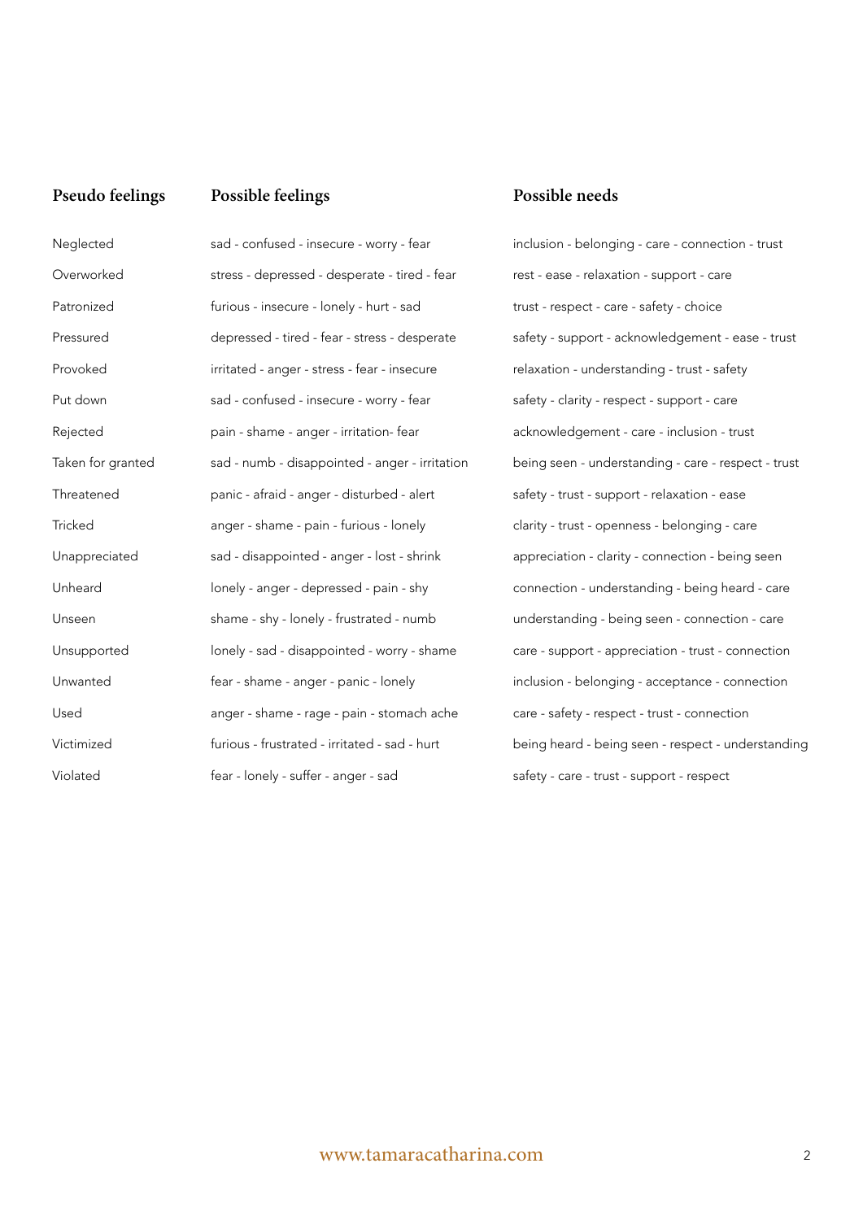| Pseudo feelings | Possible feelings | Possible needs |
|---|---|---|
| Neglected | sad - confused - insecure - worry - fear | inclusion - belonging - care - connection - trust |
| Overworked | stress - depressed - desperate - tired - fear | rest - ease - relaxation - support - care |
| Patronized | furious - insecure - lonely - hurt - sad | trust - respect - care - safety - choice |
| Pressured | depressed - tired - fear - stress - desperate | safety - support - acknowledgement - ease - trust |
| Provoked | irritated - anger - stress - fear - insecure | relaxation - understanding - trust - safety |
| Put down | sad - confused - insecure - worry - fear | safety - clarity - respect - support - care |
| Rejected | pain - shame - anger - irritation- fear | acknowledgement - care - inclusion - trust |
| Taken for granted | sad - numb - disappointed - anger - irritation | being seen - understanding - care - respect - trust |
| Threatened | panic - afraid - anger - disturbed - alert | safety - trust - support - relaxation - ease |
| Tricked | anger - shame - pain - furious - lonely | clarity - trust - openness - belonging - care |
| Unappreciated | sad - disappointed - anger - lost - shrink | appreciation - clarity - connection - being seen |
| Unheard | lonely - anger - depressed - pain - shy | connection - understanding - being heard - care |
| Unseen | shame - shy - lonely - frustrated - numb | understanding - being seen - connection - care |
| Unsupported | lonely - sad - disappointed - worry - shame | care - support - appreciation - trust - connection |
| Unwanted | fear - shame - anger - panic - lonely | inclusion - belonging - acceptance - connection |
| Used | anger - shame - rage - pain - stomach ache | care - safety - respect - trust - connection |
| Victimized | furious - frustrated - irritated - sad - hurt | being heard - being seen - respect - understanding |
| Violated | fear - lonely - suffer - anger - sad | safety - care - trust - support - respect |

www.tamaracatharina.com